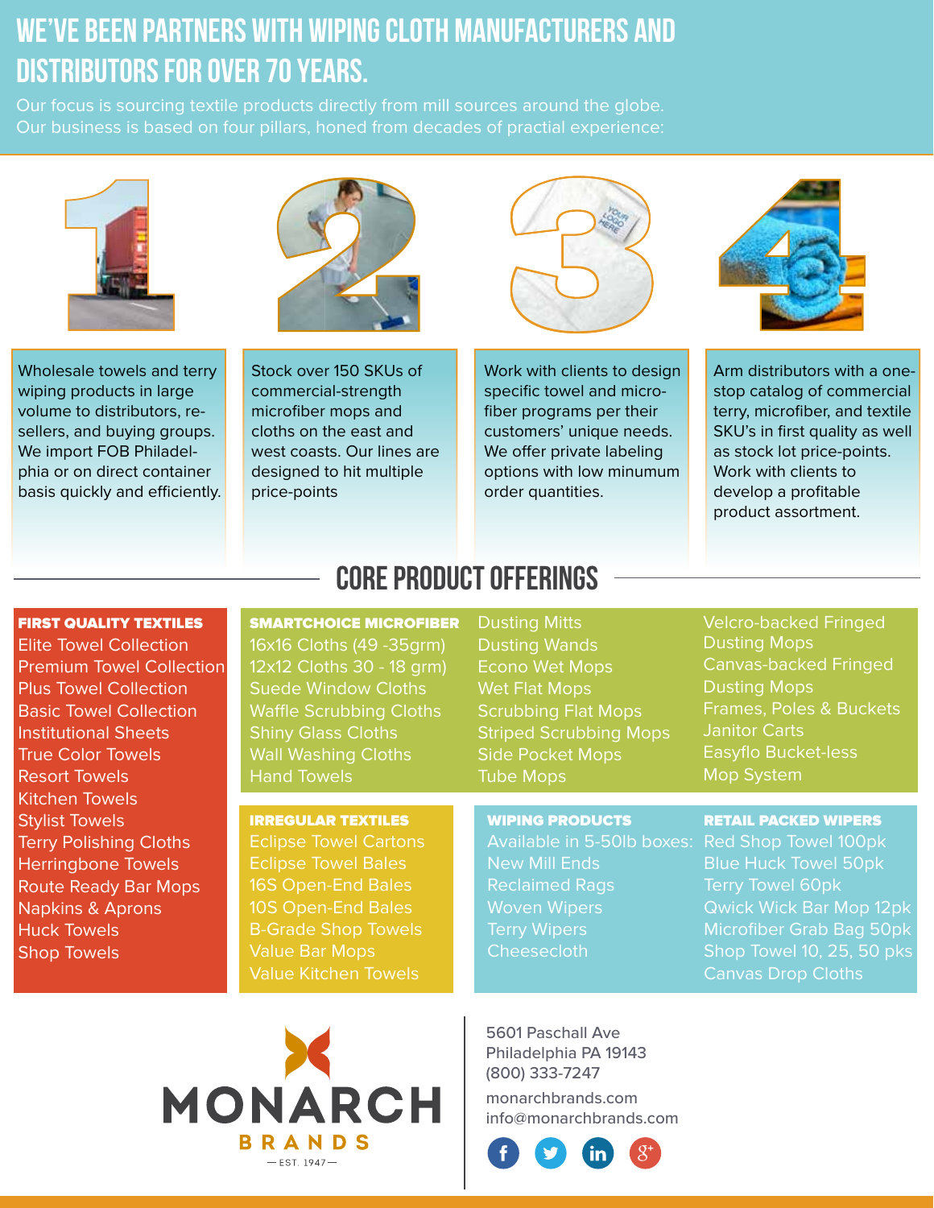# WE'VE BEEN PARTNERS WITH WIPING CLOTH MANUFACTURERS AND DISTRIBUTORS FOR OVER 70 YEARS.

Our focus is sourcing textile products directly from mill sources around the globe. Our business is based on four pillars, honed from decades of practial experience:

**1.** Wholesale towels and terry wiping products in large volume to distributors, re-sellers, and buying groups. We import FOB Philadelphia or on direct container basis quickly and efficiently.

**2.** Stock over 150 SKUs of commercial-strength microfiber mops and cloths on the east and west coasts. Our lines are designed to hit multiple price-points

**3.** Work with clients to design specific towel and micro-fiber programs per their customers' unique needs. We offer private labeling options with low minumum order quantities.

**4.** Arm distributors with a one-stop catalog of commercial terry, microfiber, and textile SKU's in first quality as well as stock lot price-points. Work with clients to develop a profitable product assortment.

## CORE PRODUCT OFFERINGS

### FIRST QUALITY TEXTILES
- Elite Towel Collection
- Premium Towel Collection
- Plus Towel Collection
- Basic Towel Collection
- Institutional Sheets
- True Color Towels
- Resort Towels
- Kitchen Towels
- Stylist Towels
- Terry Polishing Cloths
- Herringbone Towels
- Route Ready Bar Mops
- Napkins & Aprons
- Huck Towels
- Shop Towels

### SMARTCHOICE MICROFIBER
- 16x16 Cloths (49 -35grm)
- 12x12 Cloths 30 - 18 grm)
- Suede Window Cloths
- Waffle Scrubbing Cloths
- Shiny Glass Cloths
- Wall Washing Cloths
- Hand Towels
- Dusting Mitts
- Dusting Wands
- Econo Wet Mops
- Wet Flat Mops
- Scrubbing Flat Mops
- Striped Scrubbing Mops
- Side Pocket Mops
- Tube Mops
- Velcro-backed Fringed Dusting Mops
- Canvas-backed Fringed Dusting Mops
- Frames, Poles & Buckets
- Janitor Carts
- Easyflo Bucket-less Mop System

### IRREGULAR TEXTILES
- Eclipse Towel Cartons
- Eclipse Towel Bales
- 16S Open-End Bales
- 10S Open-End Bales
- B-Grade Shop Towels
- Value Bar Mops
- Value Kitchen Towels

### WIPING PRODUCTS
Available in 5-50lb boxes:
- New Mill Ends
- Reclaimed Rags
- Woven Wipers
- Terry Wipers
- Cheesecloth

### RETAIL PACKED WIPERS
- Red Shop Towel 100pk
- Blue Huck Towel 50pk
- Terry Towel 60pk
- Qwick Wick Bar Mop 12pk
- Microfiber Grab Bag 50pk
- Shop Towel 10, 25, 50 pks
- Canvas Drop Cloths

**MONARCH BRANDS**
— EST. 1947 —

5601 Paschall Ave
Philadelphia PA 19143
(800) 333-7247

monarchbrands.com
info@monarchbrands.com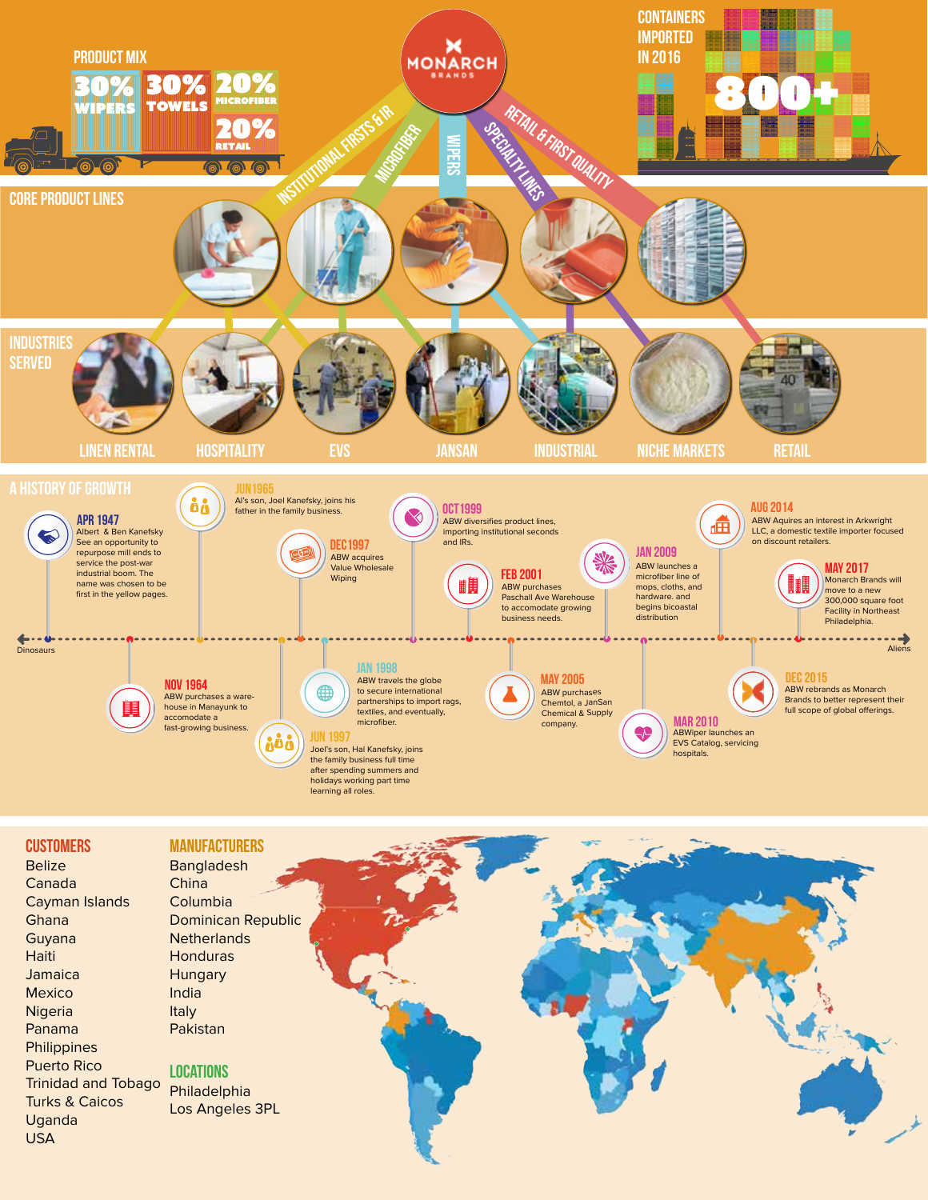## PRODUCT MIX

30% WIPERS
30% TOWELS
20% MICROFIBER
20% RETAIL

MONARCH BRANDS

## CONTAINERS IMPORTED IN 2016

800+

INSTITUTIONAL FIRSTS & IR
MICROFIBER
WIPERS
SPECIALTY LINES
RETAIL & FIRST QUALITY

## CORE PRODUCT LINES

## INDUSTRIES SERVED

LINEN RENTAL
HOSPITALITY
EVS
JANSAN
INDUSTRIAL
NICHE MARKETS
RETAIL

## A HISTORY OF GROWTH

Dinosaurs

**APR 1947**
Albert & Ben Kanefsky See an opportunity to repurpose mill ends to service the post-war industrial boom. The name was chosen to be first in the yellow pages.

**NOV 1964**
ABW purchases a warehouse in Manayunk to accomodate a fast-growing business.

**JUN 1965**
Al's son, Joel Kanefsky, joins his father in the family business.

**JUN 1997**
Joel's son, Hal Kanefsky, joins the family business full time after spending summers and holidays working part time learning all roles.

**DEC 1997**
ABW acquires Value Wholesale Wiping

**JAN 1998**
ABW travels the globe to secure international partnerships to import rags, textiles, and eventually, microfiber.

**OCT 1999**
ABW diversifies product lines, importing institutional seconds and IRs.

**FEB 2001**
ABW purchases Paschall Ave Warehouse to accomodate growing business needs.

**MAY 2005**
ABW purchases Chemtol, a JanSan Chemical & Supply company.

**JAN 2009**
ABW launches a microfiber line of mops, cloths, and hardware. and begins bicoastal distribution

**MAR 2010**
ABWiper launches an EVS Catalog, servicing hospitals.

**AUG 2014**
ABW Aquires an interest in Arkwright LLC, a domestic textile importer focused on discount retailers.

**DEC 2015**
ABW rebrands as Monarch Brands to better represent their full scope of global offerings.

**MAY 2017**
Monarch Brands will move to a new 300,000 square foot Facility in Northeast Philadelphia.

Aliens

## CUSTOMERS

Belize
Canada
Cayman Islands
Ghana
Guyana
Haiti
Jamaica
Mexico
Nigeria
Panama
Philippines
Puerto Rico
Trinidad and Tobago
Turks & Caicos
Uganda
USA

## MANUFACTURERS

Bangladesh
China
Columbia
Dominican Republic
Netherlands
Honduras
Hungary
India
Italy
Pakistan

## LOCATIONS

Philadelphia
Los Angeles 3PL